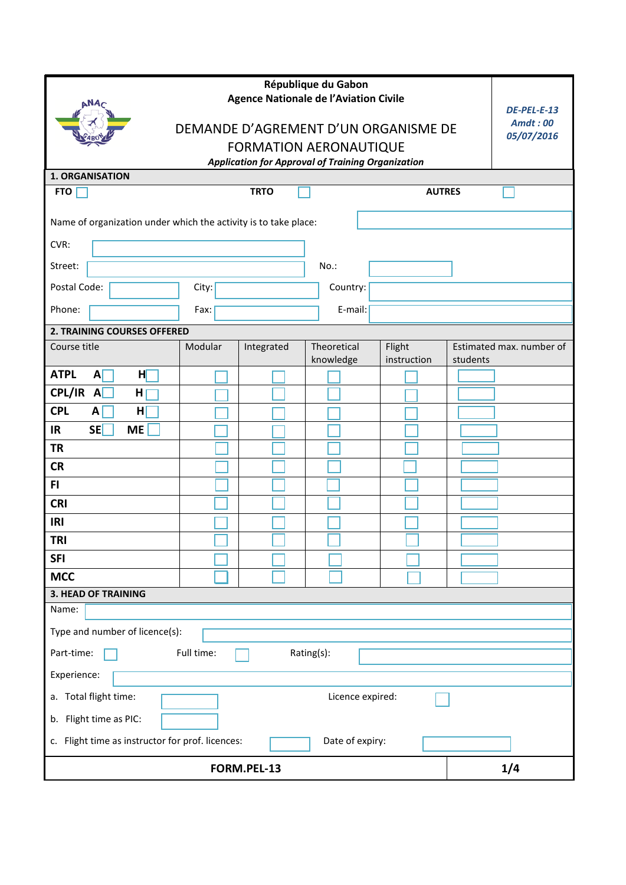République du Gabon
Agence Nationale de l'Aviation Civile

# DEMANDE D'AGREMENT D'UN ORGANISME DE FORMATION AERONAUTIQUE

***Application for Approval of Training Organization***

*DE-PEL-E-13*
*Amdt : 00*
*05/07/2016*

## 1. ORGANISATION

**FTO** ☐ **TRTO** ☐ **AUTRES** ☐

Name of organization under which the activity is to take place: ____________

CVR: ____________

Street: ____________ No.: ____________

Postal Code: ____________ City: ____________ Country: ____________

Phone: ____________ Fax: ____________ E-mail: ____________

## 2. TRAINING COURSES OFFERED

| Course title | Modular | Integrated | Theoretical knowledge | Flight instruction | Estimated max. number of students |
|---|---|---|---|---|---|
| **ATPL A** ☐ **H** ☐ | ☐ | ☐ | ☐ | ☐ | |
| **CPL/IR A** ☐ **H** ☐ | ☐ | ☐ | ☐ | ☐ | |
| **CPL A** ☐ **H** ☐ | ☐ | ☐ | ☐ | ☐ | |
| **IR SE** ☐ **ME** ☐ | ☐ | ☐ | ☐ | ☐ | |
| **TR** | ☐ | ☐ | ☐ | ☐ | |
| **CR** | ☐ | ☐ | ☐ | ☐ | |
| **FI** | ☐ | ☐ | ☐ | ☐ | |
| **CRI** | ☐ | ☐ | ☐ | ☐ | |
| **IRI** | ☐ | ☐ | ☐ | ☐ | |
| **TRI** | ☐ | ☐ | ☐ | ☐ | |
| **SFI** | ☐ | ☐ | ☐ | ☐ | |
| **MCC** | ☐ | ☐ | ☐ | ☐ | |

## 3. HEAD OF TRAINING

Name: ____________

Type and number of licence(s): ____________

Part-time: ☐ Full time: ☐ Rating(s): ____________

Experience: ____________

a. Total flight time: ____________ Licence expired: ☐

b. Flight time as PIC: ____________

c. Flight time as instructor for prof. licences: ____________ Date of expiry: ____________

**FORM.PEL-13**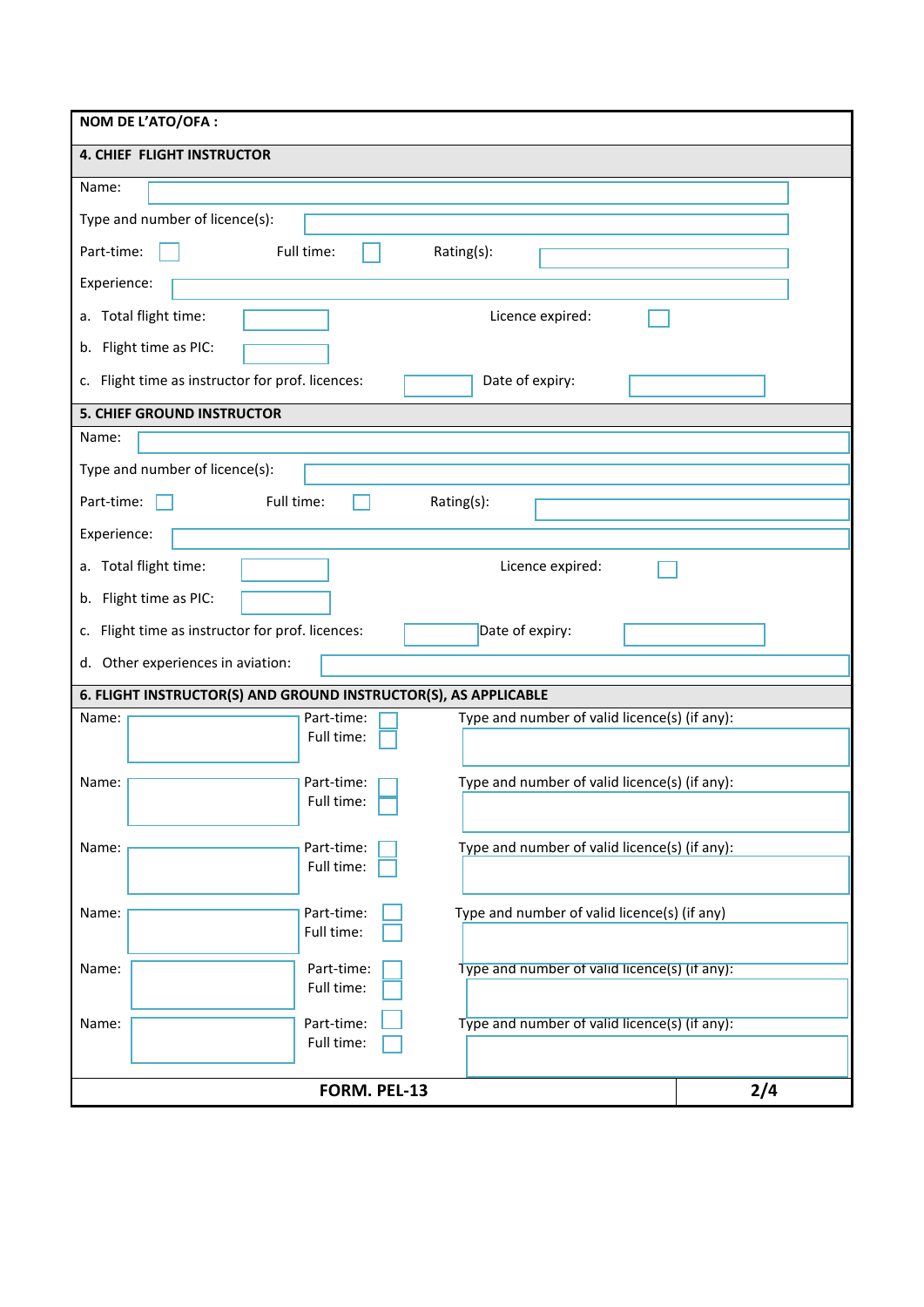**NOM DE L'ATO/OFA :**

## 4. CHIEF FLIGHT INSTRUCTOR

Name:

Type and number of licence(s):

Part-time: ☐ Full time: ☐ Rating(s):

Experience:

a. Total flight time: Licence expired: ☐

b. Flight time as PIC:

c. Flight time as instructor for prof. licences: Date of expiry:

## 5. CHIEF GROUND INSTRUCTOR

Name:

Type and number of licence(s):

Part-time: ☐ Full time: ☐ Rating(s):

Experience:

a. Total flight time: Licence expired: ☐

b. Flight time as PIC:

c. Flight time as instructor for prof. licences: Date of expiry:

d. Other experiences in aviation:

## 6. FLIGHT INSTRUCTOR(S) AND GROUND INSTRUCTOR(S), AS APPLICABLE

Name: Part-time: ☐ Full time: ☐ Type and number of valid licence(s) (if any):

Name: Part-time: ☐ Full time: ☐ Type and number of valid licence(s) (if any):

Name: Part-time: ☐ Full time: ☐ Type and number of valid licence(s) (if any):

Name: Part-time: ☐ Full time: ☐ Type and number of valid licence(s) (if any)

Name: Part-time: ☐ Full time: ☐ Type and number of valid licence(s) (if any):

Name: Part-time: ☐ Full time: ☐ Type and number of valid licence(s) (if any):

**FORM. PEL-13**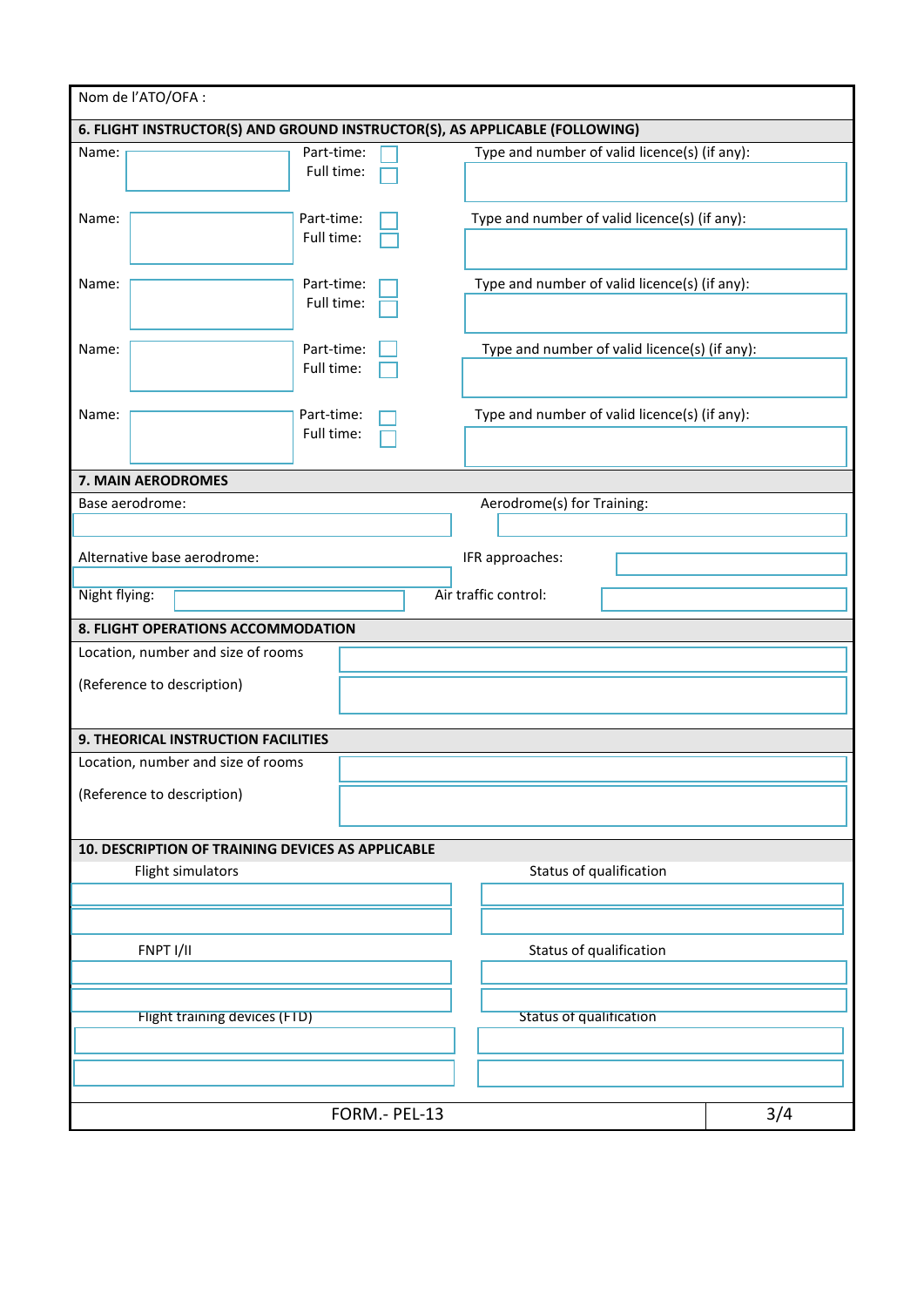Nom de l'ATO/OFA :

**6. FLIGHT INSTRUCTOR(S) AND GROUND INSTRUCTOR(S), AS APPLICABLE (FOLLOWING)**

| Name: | Part-time: ☐ Full time: ☐ | Type and number of valid licence(s) (if any): |
|---|---|---|
| Name: | Part-time: ☐ Full time: ☐ | Type and number of valid licence(s) (if any): |
| Name: | Part-time: ☐ Full time: ☐ | Type and number of valid licence(s) (if any): |
| Name: | Part-time: ☐ Full time: ☐ | Type and number of valid licence(s) (if any): |
| Name: | Part-time: ☐ Full time: ☐ | Type and number of valid licence(s) (if any): |

**7. MAIN AERODROMES**

Base aerodrome:

Aerodrome(s) for Training:

Alternative base aerodrome:

IFR approaches:

Night flying:

Air traffic control:

**8. FLIGHT OPERATIONS ACCOMMODATION**

Location, number and size of rooms

(Reference to description)

**9. THEORICAL INSTRUCTION FACILITIES**

Location, number and size of rooms

(Reference to description)

**10. DESCRIPTION OF TRAINING DEVICES AS APPLICABLE**

| Flight simulators | Status of qualification |
|---|---|
| | |
| | |

| FNPT I/II | Status of qualification |
|---|---|
| | |
| | |

| Flight training devices (FTD) | Status of qualification |
|---|---|
| | |
| | |

FORM.- PEL-13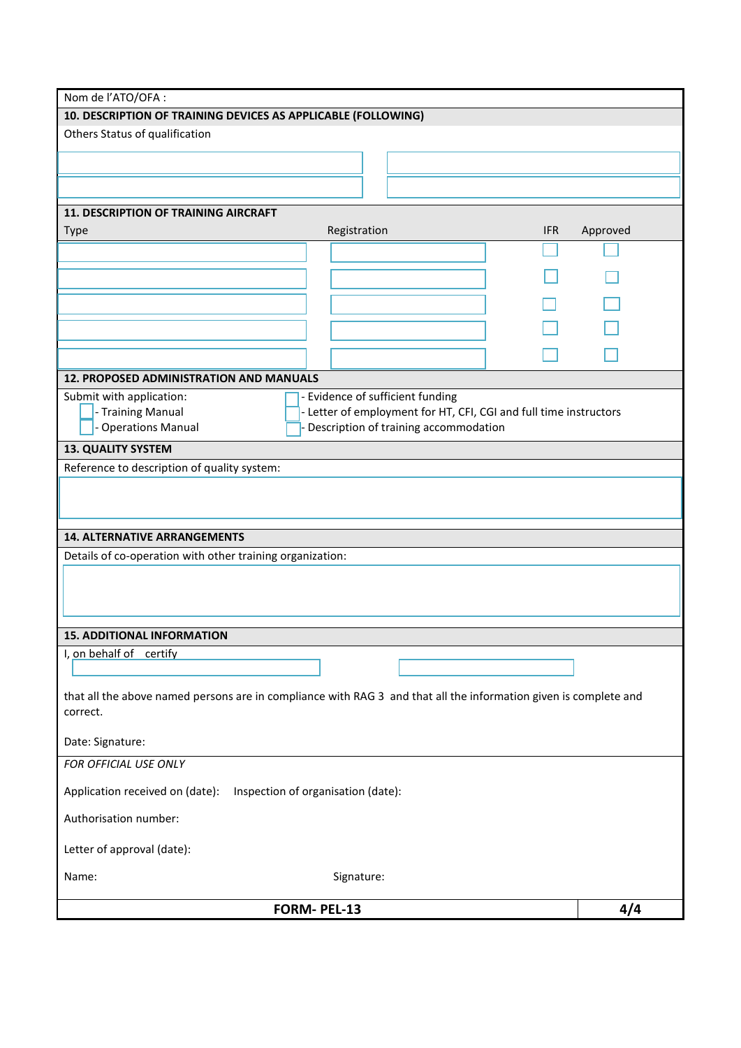Nom de l'ATO/OFA :

**10. DESCRIPTION OF TRAINING DEVICES AS APPLICABLE (FOLLOWING)**

Others Status of qualification

| | |
|---|---|
| | |
| | |

**11. DESCRIPTION OF TRAINING AIRCRAFT**

| Type | Registration | IFR | Approved |
|---|---|---|---|
| | | ☐ | ☐ |
| | | ☐ | ☐ |
| | | ☐ | ☐ |
| | | ☐ | ☐ |
| | | ☐ | ☐ |

**12. PROPOSED ADMINISTRATION AND MANUALS**

Submit with application:

- ☐ - Training Manual
- ☐ - Operations Manual
- ☐ - Evidence of sufficient funding
- ☐ - Letter of employment for HT, CFI, CGI and full time instructors
- ☐ - Description of training accommodation

**13. QUALITY SYSTEM**

Reference to description of quality system:

**14. ALTERNATIVE ARRANGEMENTS**

Details of co-operation with other training organization:

**15. ADDITIONAL INFORMATION**

I, on behalf of certify

that all the above named persons are in compliance with RAG 3 and that all the information given is complete and correct.

Date: Signature:

*FOR OFFICIAL USE ONLY*

Application received on (date): Inspection of organisation (date):

Authorisation number:

Letter of approval (date):

Name: Signature:

**FORM- PEL-13**